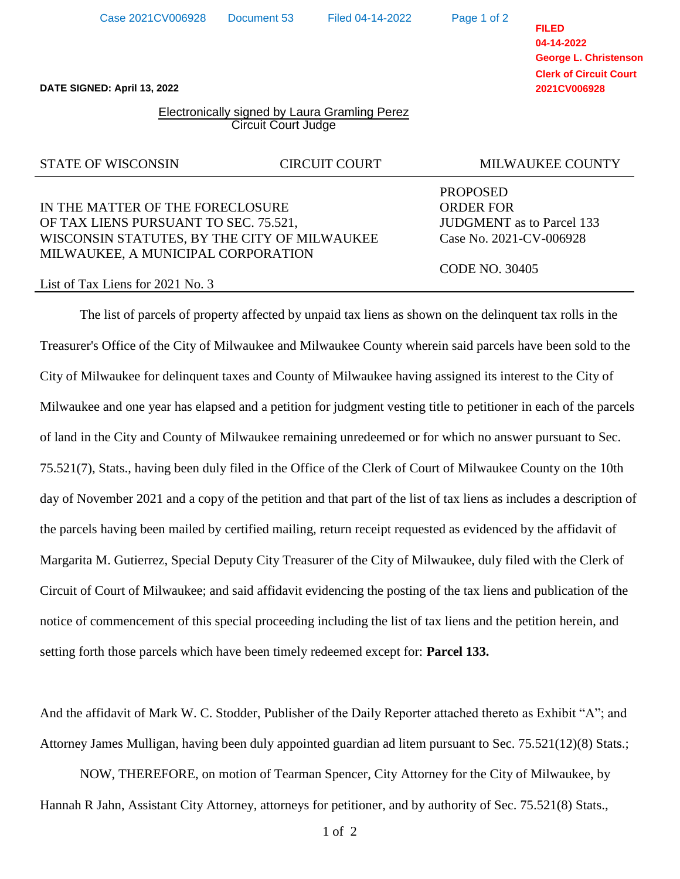Case 2021CV006928 Document 53 Filed 04-14-2022 Page 1 of 2

**FILED**
**04-14-2022**
**George L. Christenson**
**Clerk of Circuit Court**
**2021CV006928**

**DATE SIGNED: April 13, 2022**

Electronically signed by Laura Gramling Perez
Circuit Court Judge

STATE OF WISCONSIN CIRCUIT COURT MILWAUKEE COUNTY

IN THE MATTER OF THE FORECLOSURE
OF TAX LIENS PURSUANT TO SEC. 75.521,
WISCONSIN STATUTES, BY THE CITY OF MILWAUKEE
MILWAUKEE, A MUNICIPAL CORPORATION

List of Tax Liens for 2021 No. 3

PROPOSED
ORDER FOR
JUDGMENT as to Parcel 133
Case No. 2021-CV-006928

CODE NO. 30405

The list of parcels of property affected by unpaid tax liens as shown on the delinquent tax rolls in the Treasurer's Office of the City of Milwaukee and Milwaukee County wherein said parcels have been sold to the City of Milwaukee for delinquent taxes and County of Milwaukee having assigned its interest to the City of Milwaukee and one year has elapsed and a petition for judgment vesting title to petitioner in each of the parcels of land in the City and County of Milwaukee remaining unredeemed or for which no answer pursuant to Sec. 75.521(7), Stats., having been duly filed in the Office of the Clerk of Court of Milwaukee County on the 10th day of November 2021 and a copy of the petition and that part of the list of tax liens as includes a description of the parcels having been mailed by certified mailing, return receipt requested as evidenced by the affidavit of Margarita M. Gutierrez, Special Deputy City Treasurer of the City of Milwaukee, duly filed with the Clerk of Circuit of Court of Milwaukee; and said affidavit evidencing the posting of the tax liens and publication of the notice of commencement of this special proceeding including the list of tax liens and the petition herein, and setting forth those parcels which have been timely redeemed except for: **Parcel 133.**

And the affidavit of Mark W. C. Stodder, Publisher of the Daily Reporter attached thereto as Exhibit "A"; and Attorney James Mulligan, having been duly appointed guardian ad litem pursuant to Sec. 75.521(12)(8) Stats.;

NOW, THEREFORE, on motion of Tearman Spencer, City Attorney for the City of Milwaukee, by Hannah R Jahn, Assistant City Attorney, attorneys for petitioner, and by authority of Sec. 75.521(8) Stats.,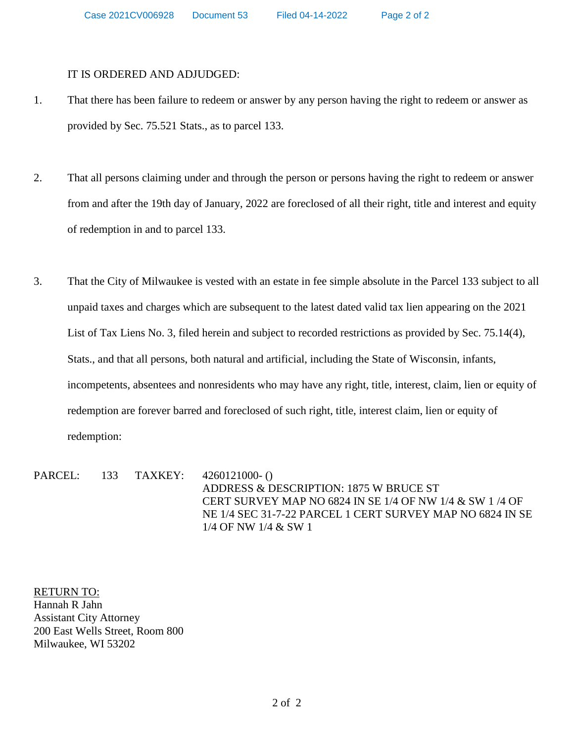IT IS ORDERED AND ADJUDGED:

1. That there has been failure to redeem or answer by any person having the right to redeem or answer as provided by Sec. 75.521 Stats., as to parcel 133.

2. That all persons claiming under and through the person or persons having the right to redeem or answer from and after the 19th day of January, 2022 are foreclosed of all their right, title and interest and equity of redemption in and to parcel 133.

3. That the City of Milwaukee is vested with an estate in fee simple absolute in the Parcel 133 subject to all unpaid taxes and charges which are subsequent to the latest dated valid tax lien appearing on the 2021 List of Tax Liens No. 3, filed herein and subject to recorded restrictions as provided by Sec. 75.14(4), Stats., and that all persons, both natural and artificial, including the State of Wisconsin, infants, incompetents, absentees and nonresidents who may have any right, title, interest, claim, lien or equity of redemption are forever barred and foreclosed of such right, title, interest claim, lien or equity of redemption:

PARCEL: 133 TAXKEY: 4260121000- ()
ADDRESS & DESCRIPTION: 1875 W BRUCE ST
CERT SURVEY MAP NO 6824 IN SE 1/4 OF NW 1/4 & SW 1 /4 OF NE 1/4 SEC 31-7-22 PARCEL 1 CERT SURVEY MAP NO 6824 IN SE 1/4 OF NW 1/4 & SW 1

RETURN TO:
Hannah R Jahn
Assistant City Attorney
200 East Wells Street, Room 800
Milwaukee, WI 53202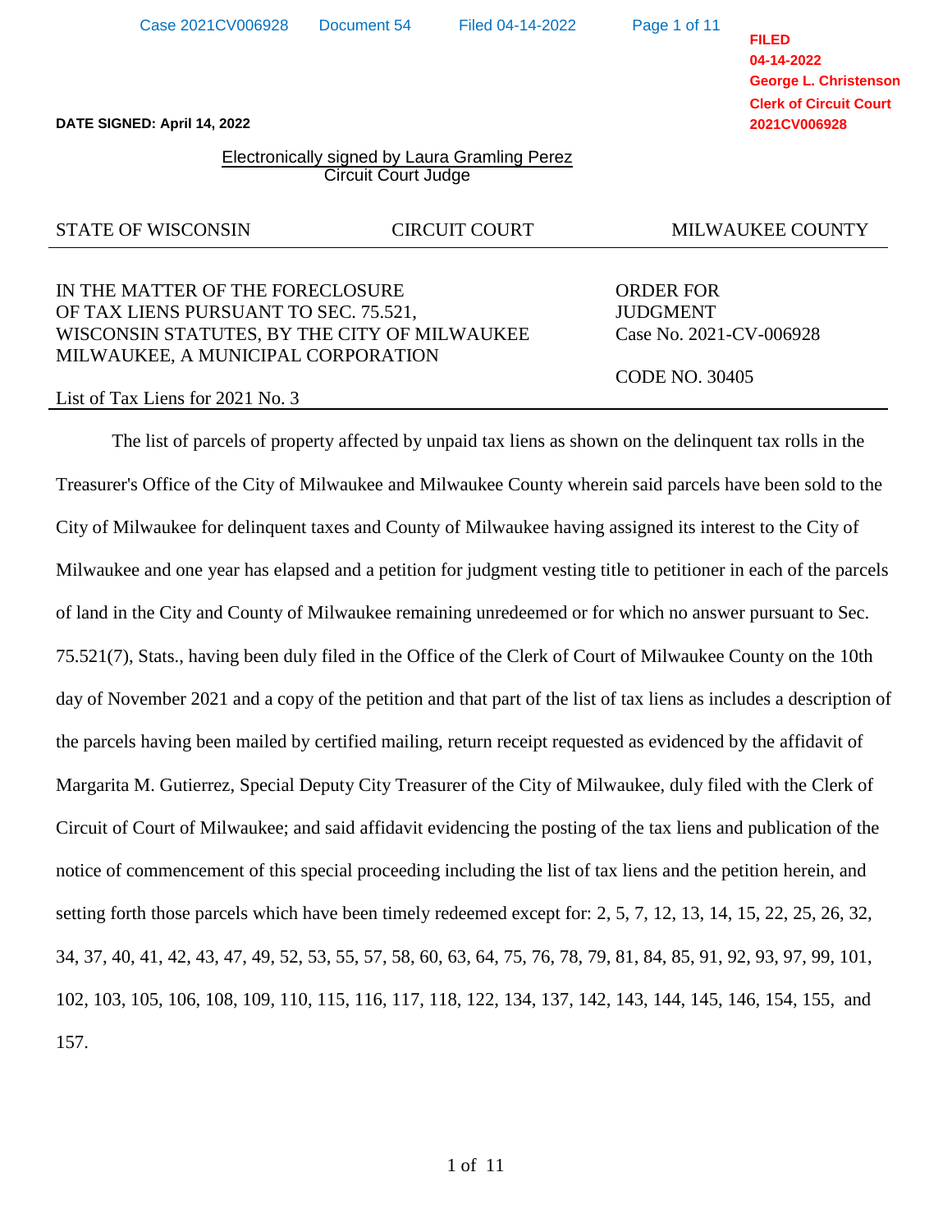DATE SIGNED: April 14, 2022

Electronically signed by Laura Gramling Perez
Circuit Court Judge

STATE OF WISCONSIN | CIRCUIT COURT | MILWAUKEE COUNTY

IN THE MATTER OF THE FORECLOSURE OF TAX LIENS PURSUANT TO SEC. 75.521, WISCONSIN STATUTES, BY THE CITY OF MILWAUKEE MILWAUKEE, A MUNICIPAL CORPORATION

List of Tax Liens for 2021 No. 3

ORDER FOR JUDGMENT
Case No. 2021-CV-006928

CODE NO. 30405

The list of parcels of property affected by unpaid tax liens as shown on the delinquent tax rolls in the Treasurer's Office of the City of Milwaukee and Milwaukee County wherein said parcels have been sold to the City of Milwaukee for delinquent taxes and County of Milwaukee having assigned its interest to the City of Milwaukee and one year has elapsed and a petition for judgment vesting title to petitioner in each of the parcels of land in the City and County of Milwaukee remaining unredeemed or for which no answer pursuant to Sec. 75.521(7), Stats., having been duly filed in the Office of the Clerk of Court of Milwaukee County on the 10th day of November 2021 and a copy of the petition and that part of the list of tax liens as includes a description of the parcels having been mailed by certified mailing, return receipt requested as evidenced by the affidavit of Margarita M. Gutierrez, Special Deputy City Treasurer of the City of Milwaukee, duly filed with the Clerk of Circuit of Court of Milwaukee; and said affidavit evidencing the posting of the tax liens and publication of the notice of commencement of this special proceeding including the list of tax liens and the petition herein, and setting forth those parcels which have been timely redeemed except for: 2, 5, 7, 12, 13, 14, 15, 22, 25, 26, 32, 34, 37, 40, 41, 42, 43, 47, 49, 52, 53, 55, 57, 58, 60, 63, 64, 75, 76, 78, 79, 81, 84, 85, 91, 92, 93, 97, 99, 101, 102, 103, 105, 106, 108, 109, 110, 115, 116, 117, 118, 122, 134, 137, 142, 143, 144, 145, 146, 154, 155, and 157.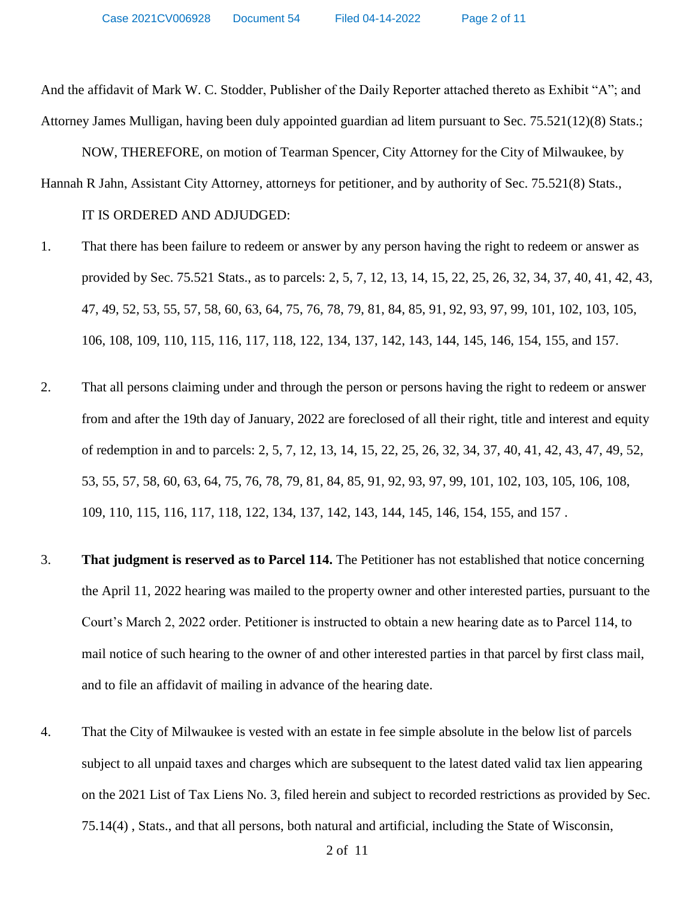And the affidavit of Mark W. C. Stodder, Publisher of the Daily Reporter attached thereto as Exhibit "A"; and Attorney James Mulligan, having been duly appointed guardian ad litem pursuant to Sec. 75.521(12)(8) Stats.;

NOW, THEREFORE, on motion of Tearman Spencer, City Attorney for the City of Milwaukee, by Hannah R Jahn, Assistant City Attorney, attorneys for petitioner, and by authority of Sec. 75.521(8) Stats.,

IT IS ORDERED AND ADJUDGED:

1. That there has been failure to redeem or answer by any person having the right to redeem or answer as provided by Sec. 75.521 Stats., as to parcels: 2, 5, 7, 12, 13, 14, 15, 22, 25, 26, 32, 34, 37, 40, 41, 42, 43, 47, 49, 52, 53, 55, 57, 58, 60, 63, 64, 75, 76, 78, 79, 81, 84, 85, 91, 92, 93, 97, 99, 101, 102, 103, 105, 106, 108, 109, 110, 115, 116, 117, 118, 122, 134, 137, 142, 143, 144, 145, 146, 154, 155, and 157.

2. That all persons claiming under and through the person or persons having the right to redeem or answer from and after the 19th day of January, 2022 are foreclosed of all their right, title and interest and equity of redemption in and to parcels: 2, 5, 7, 12, 13, 14, 15, 22, 25, 26, 32, 34, 37, 40, 41, 42, 43, 47, 49, 52, 53, 55, 57, 58, 60, 63, 64, 75, 76, 78, 79, 81, 84, 85, 91, 92, 93, 97, 99, 101, 102, 103, 105, 106, 108, 109, 110, 115, 116, 117, 118, 122, 134, 137, 142, 143, 144, 145, 146, 154, 155, and 157 .

3. **That judgment is reserved as to Parcel 114.** The Petitioner has not established that notice concerning the April 11, 2022 hearing was mailed to the property owner and other interested parties, pursuant to the Court's March 2, 2022 order. Petitioner is instructed to obtain a new hearing date as to Parcel 114, to mail notice of such hearing to the owner of and other interested parties in that parcel by first class mail, and to file an affidavit of mailing in advance of the hearing date.

4. That the City of Milwaukee is vested with an estate in fee simple absolute in the below list of parcels subject to all unpaid taxes and charges which are subsequent to the latest dated valid tax lien appearing on the 2021 List of Tax Liens No. 3, filed herein and subject to recorded restrictions as provided by Sec. 75.14(4) , Stats., and that all persons, both natural and artificial, including the State of Wisconsin,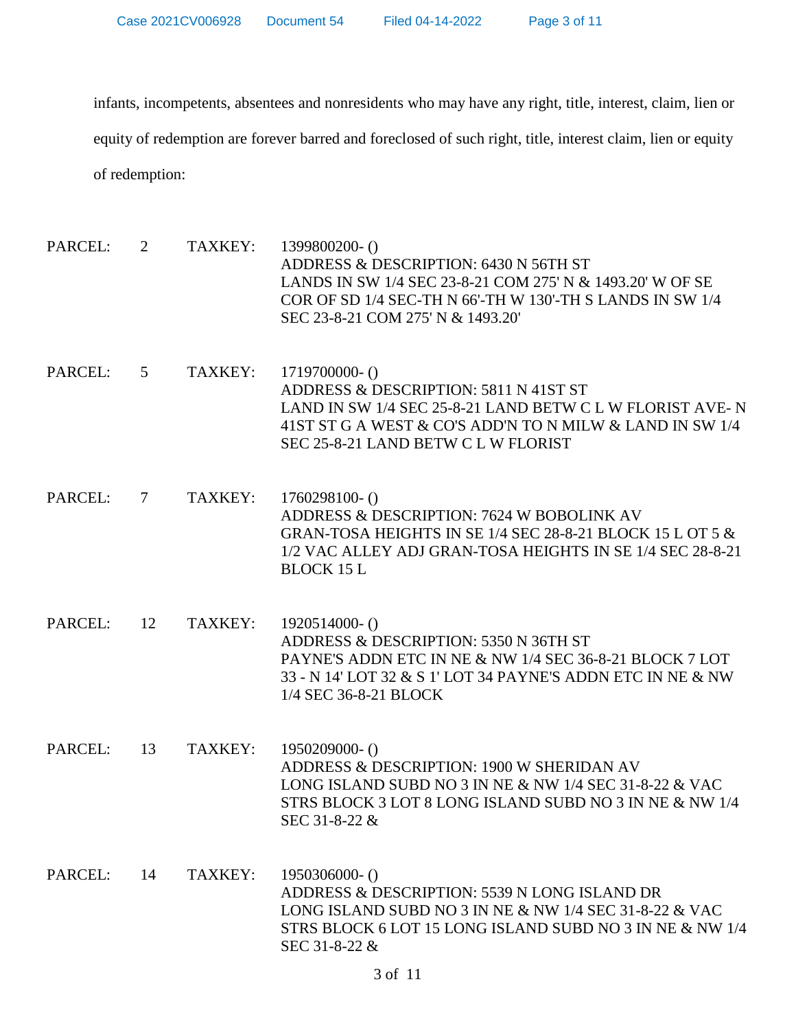infants, incompetents, absentees and nonresidents who may have any right, title, interest, claim, lien or equity of redemption are forever barred and foreclosed of such right, title, interest claim, lien or equity of redemption:

PARCEL: 2 TAXKEY: 1399800200- ()
ADDRESS & DESCRIPTION: 6430 N 56TH ST
LANDS IN SW 1/4 SEC 23-8-21 COM 275' N & 1493.20' W OF SE COR OF SD 1/4 SEC-TH N 66'-TH W 130'-TH S LANDS IN SW 1/4 SEC 23-8-21 COM 275' N & 1493.20'

PARCEL: 5 TAXKEY: 1719700000- ()
ADDRESS & DESCRIPTION: 5811 N 41ST ST
LAND IN SW 1/4 SEC 25-8-21 LAND BETW C L W FLORIST AVE- N 41ST ST G A WEST & CO'S ADD'N TO N MILW & LAND IN SW 1/4 SEC 25-8-21 LAND BETW C L W FLORIST

PARCEL: 7 TAXKEY: 1760298100- ()
ADDRESS & DESCRIPTION: 7624 W BOBOLINK AV
GRAN-TOSA HEIGHTS IN SE 1/4 SEC 28-8-21 BLOCK 15 L OT 5 & 1/2 VAC ALLEY ADJ GRAN-TOSA HEIGHTS IN SE 1/4 SEC 28-8-21 BLOCK 15 L

PARCEL: 12 TAXKEY: 1920514000- ()
ADDRESS & DESCRIPTION: 5350 N 36TH ST
PAYNE'S ADDN ETC IN NE & NW 1/4 SEC 36-8-21 BLOCK 7 LOT 33 - N 14' LOT 32 & S 1' LOT 34 PAYNE'S ADDN ETC IN NE & NW 1/4 SEC 36-8-21 BLOCK

PARCEL: 13 TAXKEY: 1950209000- ()
ADDRESS & DESCRIPTION: 1900 W SHERIDAN AV
LONG ISLAND SUBD NO 3 IN NE & NW 1/4 SEC 31-8-22 & VAC STRS BLOCK 3 LOT 8 LONG ISLAND SUBD NO 3 IN NE & NW 1/4 SEC 31-8-22 &

PARCEL: 14 TAXKEY: 1950306000- ()
ADDRESS & DESCRIPTION: 5539 N LONG ISLAND DR
LONG ISLAND SUBD NO 3 IN NE & NW 1/4 SEC 31-8-22 & VAC STRS BLOCK 6 LOT 15 LONG ISLAND SUBD NO 3 IN NE & NW 1/4 SEC 31-8-22 &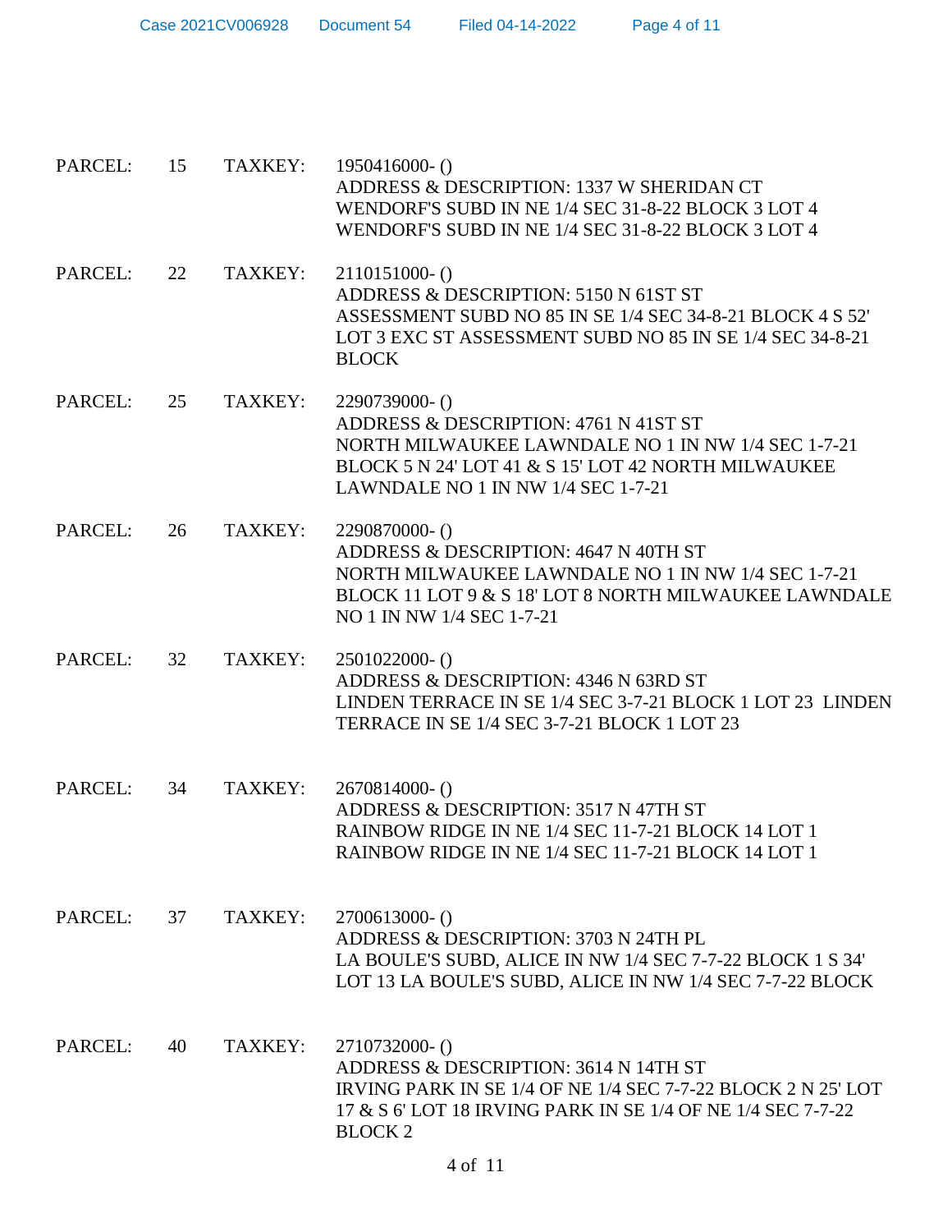PARCEL: 15 TAXKEY: 1950416000- ()
ADDRESS & DESCRIPTION: 1337 W SHERIDAN CT
WENDORF'S SUBD IN NE 1/4 SEC 31-8-22 BLOCK 3 LOT 4
WENDORF'S SUBD IN NE 1/4 SEC 31-8-22 BLOCK 3 LOT 4

PARCEL: 22 TAXKEY: 2110151000- ()
ADDRESS & DESCRIPTION: 5150 N 61ST ST
ASSESSMENT SUBD NO 85 IN SE 1/4 SEC 34-8-21 BLOCK 4 S 52' LOT 3 EXC ST ASSESSMENT SUBD NO 85 IN SE 1/4 SEC 34-8-21 BLOCK

PARCEL: 25 TAXKEY: 2290739000- ()
ADDRESS & DESCRIPTION: 4761 N 41ST ST
NORTH MILWAUKEE LAWNDALE NO 1 IN NW 1/4 SEC 1-7-21 BLOCK 5 N 24' LOT 41 & S 15' LOT 42 NORTH MILWAUKEE LAWNDALE NO 1 IN NW 1/4 SEC 1-7-21

PARCEL: 26 TAXKEY: 2290870000- ()
ADDRESS & DESCRIPTION: 4647 N 40TH ST
NORTH MILWAUKEE LAWNDALE NO 1 IN NW 1/4 SEC 1-7-21 BLOCK 11 LOT 9 & S 18' LOT 8 NORTH MILWAUKEE LAWNDALE NO 1 IN NW 1/4 SEC 1-7-21

PARCEL: 32 TAXKEY: 2501022000- ()
ADDRESS & DESCRIPTION: 4346 N 63RD ST
LINDEN TERRACE IN SE 1/4 SEC 3-7-21 BLOCK 1 LOT 23 LINDEN TERRACE IN SE 1/4 SEC 3-7-21 BLOCK 1 LOT 23

PARCEL: 34 TAXKEY: 2670814000- ()
ADDRESS & DESCRIPTION: 3517 N 47TH ST
RAINBOW RIDGE IN NE 1/4 SEC 11-7-21 BLOCK 14 LOT 1
RAINBOW RIDGE IN NE 1/4 SEC 11-7-21 BLOCK 14 LOT 1

PARCEL: 37 TAXKEY: 2700613000- ()
ADDRESS & DESCRIPTION: 3703 N 24TH PL
LA BOULE'S SUBD, ALICE IN NW 1/4 SEC 7-7-22 BLOCK 1 S 34' LOT 13 LA BOULE'S SUBD, ALICE IN NW 1/4 SEC 7-7-22 BLOCK

PARCEL: 40 TAXKEY: 2710732000- ()
ADDRESS & DESCRIPTION: 3614 N 14TH ST
IRVING PARK IN SE 1/4 OF NE 1/4 SEC 7-7-22 BLOCK 2 N 25' LOT 17 & S 6' LOT 18 IRVING PARK IN SE 1/4 OF NE 1/4 SEC 7-7-22 BLOCK 2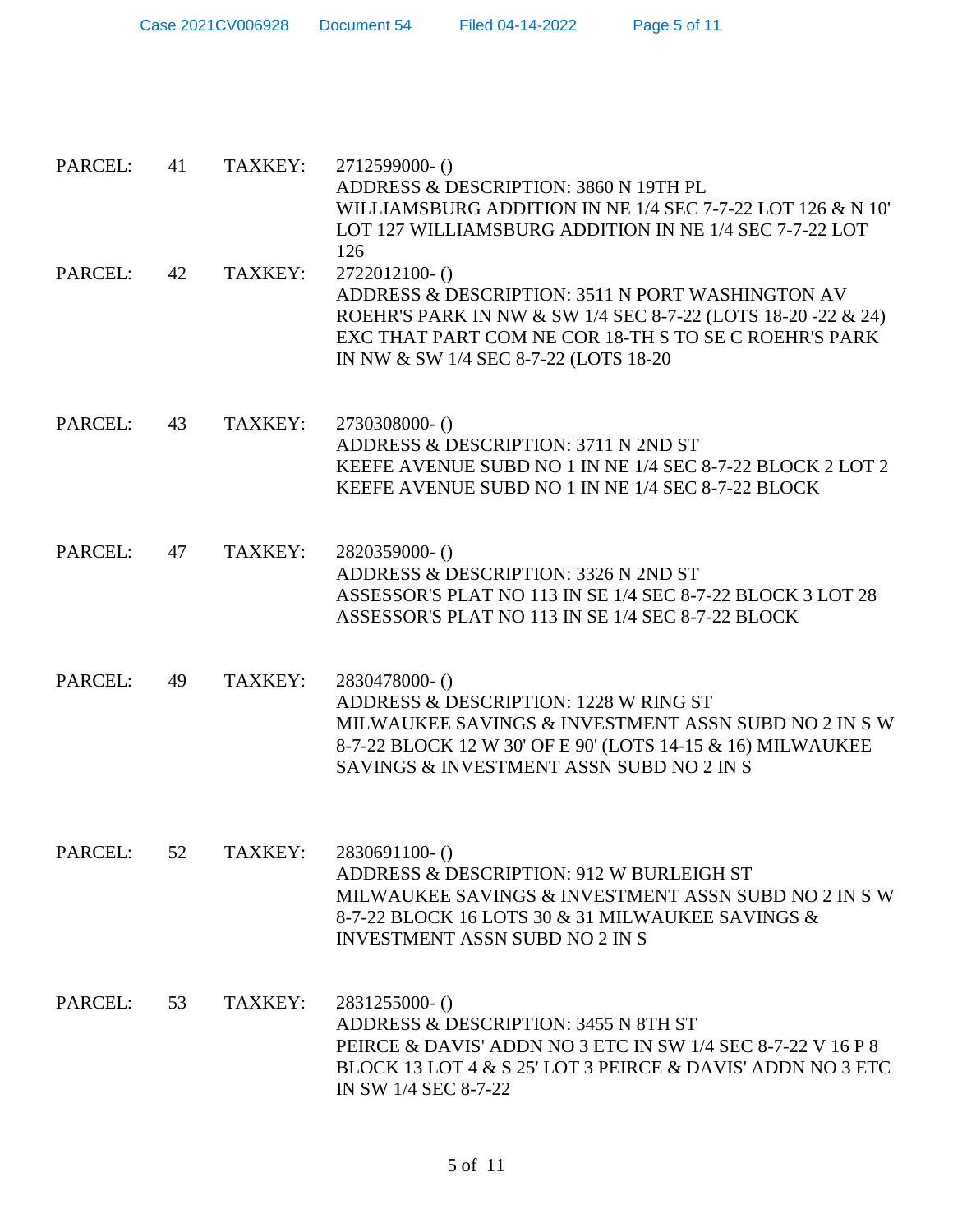| PARCEL: | 41 | TAXKEY: | 2712599000- ()<br>ADDRESS & DESCRIPTION: 3860 N 19TH PL<br>WILLIAMSBURG ADDITION IN NE 1/4 SEC 7-7-22 LOT 126 & N 10' LOT 127 WILLIAMSBURG ADDITION IN NE 1/4 SEC 7-7-22 LOT 126 |
|---|---|---|---|
| PARCEL: | 42 | TAXKEY: | 2722012100- ()<br>ADDRESS & DESCRIPTION: 3511 N PORT WASHINGTON AV<br>ROEHR'S PARK IN NW & SW 1/4 SEC 8-7-22 (LOTS 18-20 -22 & 24) EXC THAT PART COM NE COR 18-TH S TO SE C ROEHR'S PARK IN NW & SW 1/4 SEC 8-7-22 (LOTS 18-20 |
| PARCEL: | 43 | TAXKEY: | 2730308000- ()<br>ADDRESS & DESCRIPTION: 3711 N 2ND ST<br>KEEFE AVENUE SUBD NO 1 IN NE 1/4 SEC 8-7-22 BLOCK 2 LOT 2 KEEFE AVENUE SUBD NO 1 IN NE 1/4 SEC 8-7-22 BLOCK |
| PARCEL: | 47 | TAXKEY: | 2820359000- ()<br>ADDRESS & DESCRIPTION: 3326 N 2ND ST<br>ASSESSOR'S PLAT NO 113 IN SE 1/4 SEC 8-7-22 BLOCK 3 LOT 28 ASSESSOR'S PLAT NO 113 IN SE 1/4 SEC 8-7-22 BLOCK |
| PARCEL: | 49 | TAXKEY: | 2830478000- ()<br>ADDRESS & DESCRIPTION: 1228 W RING ST<br>MILWAUKEE SAVINGS & INVESTMENT ASSN SUBD NO 2 IN S W 8-7-22 BLOCK 12 W 30' OF E 90' (LOTS 14-15 & 16) MILWAUKEE SAVINGS & INVESTMENT ASSN SUBD NO 2 IN S |
| PARCEL: | 52 | TAXKEY: | 2830691100- ()<br>ADDRESS & DESCRIPTION: 912 W BURLEIGH ST<br>MILWAUKEE SAVINGS & INVESTMENT ASSN SUBD NO 2 IN S W 8-7-22 BLOCK 16 LOTS 30 & 31 MILWAUKEE SAVINGS & INVESTMENT ASSN SUBD NO 2 IN S |
| PARCEL: | 53 | TAXKEY: | 2831255000- ()<br>ADDRESS & DESCRIPTION: 3455 N 8TH ST<br>PEIRCE & DAVIS' ADDN NO 3 ETC IN SW 1/4 SEC 8-7-22 V 16 P 8 BLOCK 13 LOT 4 & S 25' LOT 3 PEIRCE & DAVIS' ADDN NO 3 ETC IN SW 1/4 SEC 8-7-22 |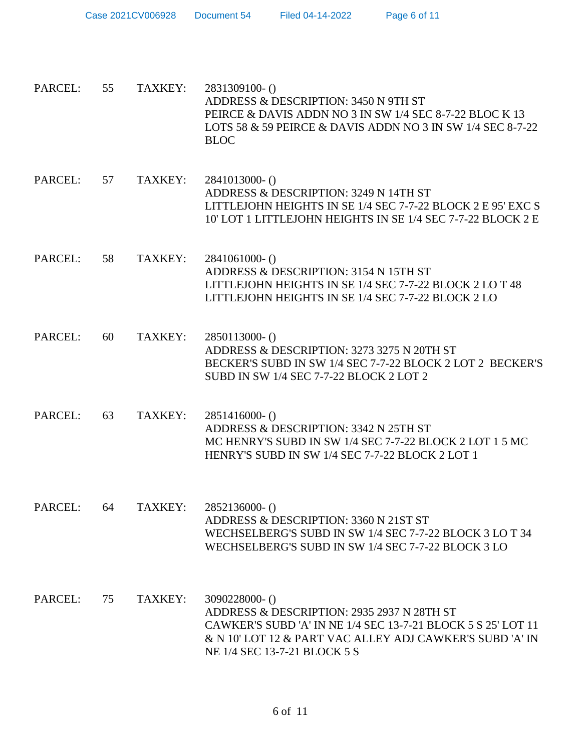PARCEL: 55 TAXKEY: 2831309100- ()
ADDRESS & DESCRIPTION: 3450 N 9TH ST
PEIRCE & DAVIS ADDN NO 3 IN SW 1/4 SEC 8-7-22 BLOC K 13 LOTS 58 & 59 PEIRCE & DAVIS ADDN NO 3 IN SW 1/4 SEC 8-7-22 BLOC

PARCEL: 57 TAXKEY: 2841013000- ()
ADDRESS & DESCRIPTION: 3249 N 14TH ST
LITTLEJOHN HEIGHTS IN SE 1/4 SEC 7-7-22 BLOCK 2 E 95' EXC S 10' LOT 1 LITTLEJOHN HEIGHTS IN SE 1/4 SEC 7-7-22 BLOCK 2 E

PARCEL: 58 TAXKEY: 2841061000- ()
ADDRESS & DESCRIPTION: 3154 N 15TH ST
LITTLEJOHN HEIGHTS IN SE 1/4 SEC 7-7-22 BLOCK 2 LO T 48 LITTLEJOHN HEIGHTS IN SE 1/4 SEC 7-7-22 BLOCK 2 LO

PARCEL: 60 TAXKEY: 2850113000- ()
ADDRESS & DESCRIPTION: 3273 3275 N 20TH ST
BECKER'S SUBD IN SW 1/4 SEC 7-7-22 BLOCK 2 LOT 2 BECKER'S SUBD IN SW 1/4 SEC 7-7-22 BLOCK 2 LOT 2

PARCEL: 63 TAXKEY: 2851416000- ()
ADDRESS & DESCRIPTION: 3342 N 25TH ST
MC HENRY'S SUBD IN SW 1/4 SEC 7-7-22 BLOCK 2 LOT 1 5 MC HENRY'S SUBD IN SW 1/4 SEC 7-7-22 BLOCK 2 LOT 1

PARCEL: 64 TAXKEY: 2852136000- ()
ADDRESS & DESCRIPTION: 3360 N 21ST ST
WECHSELBERG'S SUBD IN SW 1/4 SEC 7-7-22 BLOCK 3 LO T 34 WECHSELBERG'S SUBD IN SW 1/4 SEC 7-7-22 BLOCK 3 LO

PARCEL: 75 TAXKEY: 3090228000- ()
ADDRESS & DESCRIPTION: 2935 2937 N 28TH ST
CAWKER'S SUBD 'A' IN NE 1/4 SEC 13-7-21 BLOCK 5 S 25' LOT 11 & N 10' LOT 12 & PART VAC ALLEY ADJ CAWKER'S SUBD 'A' IN NE 1/4 SEC 13-7-21 BLOCK 5 S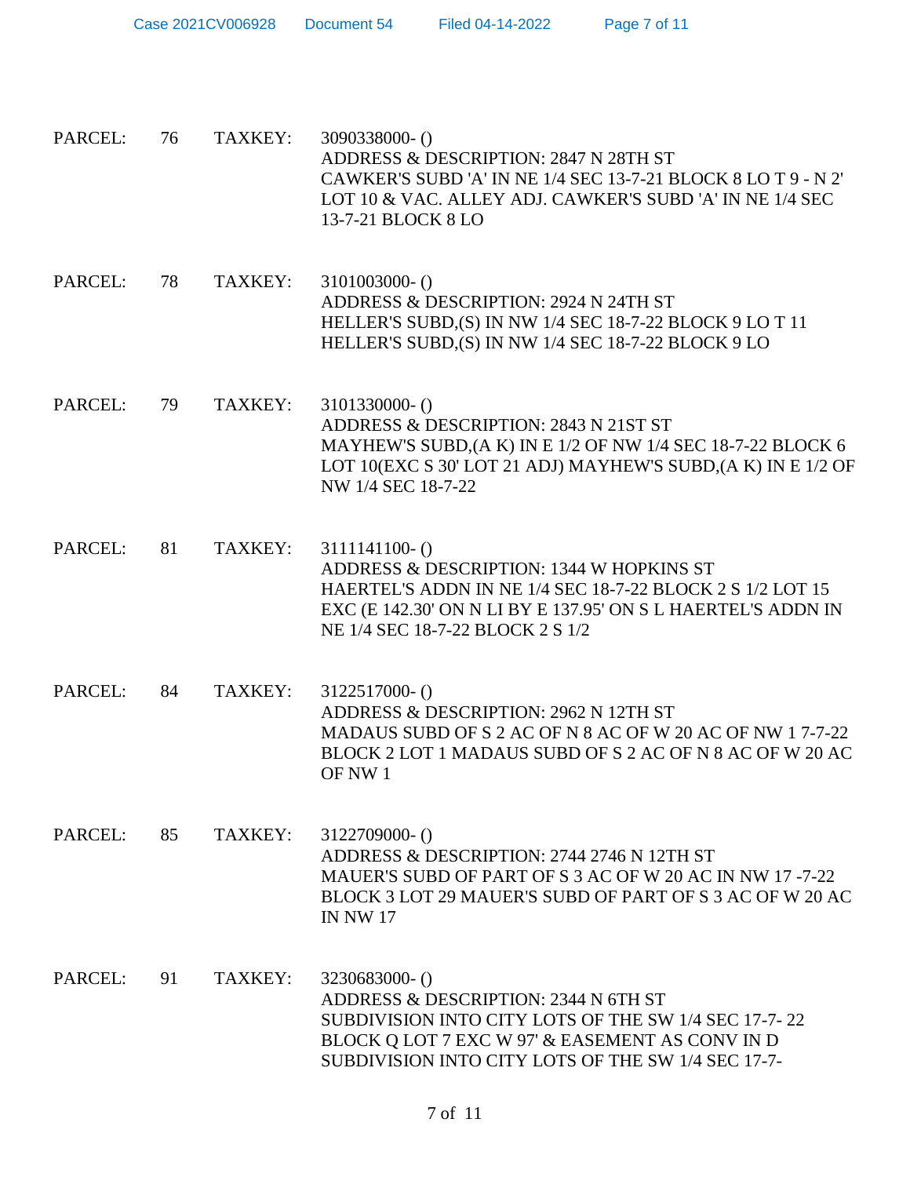PARCEL: 76 TAXKEY: 3090338000- ()
ADDRESS & DESCRIPTION: 2847 N 28TH ST
CAWKER'S SUBD 'A' IN NE 1/4 SEC 13-7-21 BLOCK 8 LO T 9 - N 2' LOT 10 & VAC. ALLEY ADJ. CAWKER'S SUBD 'A' IN NE 1/4 SEC 13-7-21 BLOCK 8 LO

PARCEL: 78 TAXKEY: 3101003000- ()
ADDRESS & DESCRIPTION: 2924 N 24TH ST
HELLER'S SUBD,(S) IN NW 1/4 SEC 18-7-22 BLOCK 9 LO T 11 HELLER'S SUBD,(S) IN NW 1/4 SEC 18-7-22 BLOCK 9 LO

PARCEL: 79 TAXKEY: 3101330000- ()
ADDRESS & DESCRIPTION: 2843 N 21ST ST
MAYHEW'S SUBD,(A K) IN E 1/2 OF NW 1/4 SEC 18-7-22 BLOCK 6 LOT 10(EXC S 30' LOT 21 ADJ) MAYHEW'S SUBD,(A K) IN E 1/2 OF NW 1/4 SEC 18-7-22

PARCEL: 81 TAXKEY: 3111141100- ()
ADDRESS & DESCRIPTION: 1344 W HOPKINS ST
HAERTEL'S ADDN IN NE 1/4 SEC 18-7-22 BLOCK 2 S 1/2 LOT 15 EXC (E 142.30' ON N LI BY E 137.95' ON S L HAERTEL'S ADDN IN NE 1/4 SEC 18-7-22 BLOCK 2 S 1/2

PARCEL: 84 TAXKEY: 3122517000- ()
ADDRESS & DESCRIPTION: 2962 N 12TH ST
MADAUS SUBD OF S 2 AC OF N 8 AC OF W 20 AC OF NW 1 7-7-22 BLOCK 2 LOT 1 MADAUS SUBD OF S 2 AC OF N 8 AC OF W 20 AC OF NW 1

PARCEL: 85 TAXKEY: 3122709000- ()
ADDRESS & DESCRIPTION: 2744 2746 N 12TH ST
MAUER'S SUBD OF PART OF S 3 AC OF W 20 AC IN NW 17 -7-22 BLOCK 3 LOT 29 MAUER'S SUBD OF PART OF S 3 AC OF W 20 AC IN NW 17

PARCEL: 91 TAXKEY: 3230683000- ()
ADDRESS & DESCRIPTION: 2344 N 6TH ST
SUBDIVISION INTO CITY LOTS OF THE SW 1/4 SEC 17-7- 22 BLOCK Q LOT 7 EXC W 97' & EASEMENT AS CONV IN D SUBDIVISION INTO CITY LOTS OF THE SW 1/4 SEC 17-7-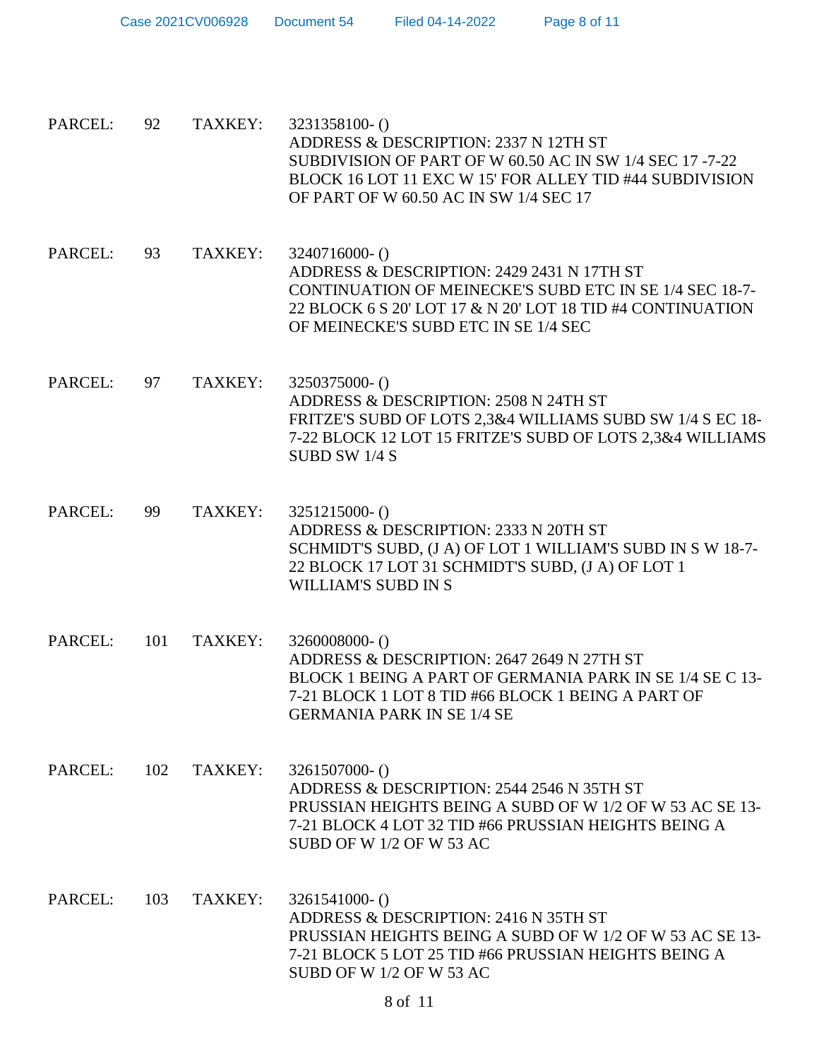PARCEL: 92 TAXKEY: 3231358100- ()
ADDRESS & DESCRIPTION: 2337 N 12TH ST
SUBDIVISION OF PART OF W 60.50 AC IN SW 1/4 SEC 17 -7-22 BLOCK 16 LOT 11 EXC W 15' FOR ALLEY TID #44 SUBDIVISION OF PART OF W 60.50 AC IN SW 1/4 SEC 17

PARCEL: 93 TAXKEY: 3240716000- ()
ADDRESS & DESCRIPTION: 2429 2431 N 17TH ST
CONTINUATION OF MEINECKE'S SUBD ETC IN SE 1/4 SEC 18-7-22 BLOCK 6 S 20' LOT 17 & N 20' LOT 18 TID #4 CONTINUATION OF MEINECKE'S SUBD ETC IN SE 1/4 SEC

PARCEL: 97 TAXKEY: 3250375000- ()
ADDRESS & DESCRIPTION: 2508 N 24TH ST
FRITZE'S SUBD OF LOTS 2,3&4 WILLIAMS SUBD SW 1/4 S EC 18-7-22 BLOCK 12 LOT 15 FRITZE'S SUBD OF LOTS 2,3&4 WILLIAMS SUBD SW 1/4 S

PARCEL: 99 TAXKEY: 3251215000- ()
ADDRESS & DESCRIPTION: 2333 N 20TH ST
SCHMIDT'S SUBD, (J A) OF LOT 1 WILLIAM'S SUBD IN S W 18-7-22 BLOCK 17 LOT 31 SCHMIDT'S SUBD, (J A) OF LOT 1 WILLIAM'S SUBD IN S

PARCEL: 101 TAXKEY: 3260008000- ()
ADDRESS & DESCRIPTION: 2647 2649 N 27TH ST
BLOCK 1 BEING A PART OF GERMANIA PARK IN SE 1/4 SE C 13-7-21 BLOCK 1 LOT 8 TID #66 BLOCK 1 BEING A PART OF GERMANIA PARK IN SE 1/4 SE

PARCEL: 102 TAXKEY: 3261507000- ()
ADDRESS & DESCRIPTION: 2544 2546 N 35TH ST
PRUSSIAN HEIGHTS BEING A SUBD OF W 1/2 OF W 53 AC SE 13-7-21 BLOCK 4 LOT 32 TID #66 PRUSSIAN HEIGHTS BEING A SUBD OF W 1/2 OF W 53 AC

PARCEL: 103 TAXKEY: 3261541000- ()
ADDRESS & DESCRIPTION: 2416 N 35TH ST
PRUSSIAN HEIGHTS BEING A SUBD OF W 1/2 OF W 53 AC SE 13-7-21 BLOCK 5 LOT 25 TID #66 PRUSSIAN HEIGHTS BEING A SUBD OF W 1/2 OF W 53 AC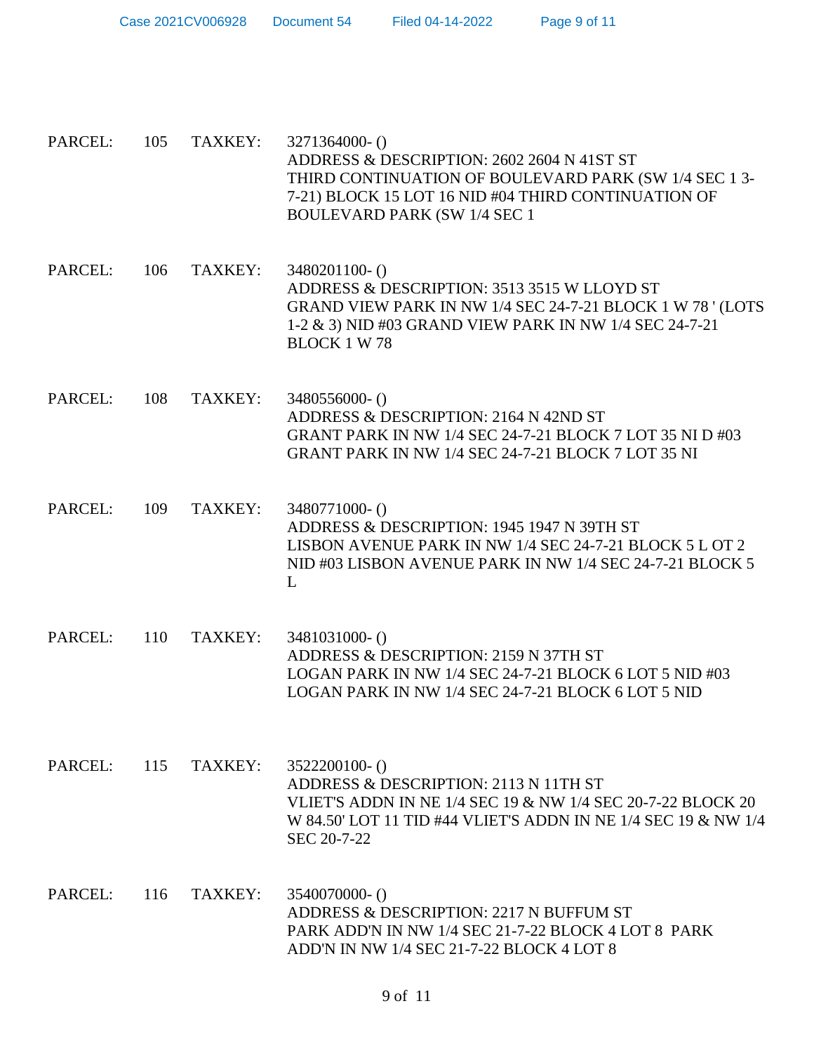PARCEL: 105 TAXKEY: 3271364000- ()
ADDRESS & DESCRIPTION: 2602 2604 N 41ST ST
THIRD CONTINUATION OF BOULEVARD PARK (SW 1/4 SEC 1 3-7-21) BLOCK 15 LOT 16 NID #04 THIRD CONTINUATION OF BOULEVARD PARK (SW 1/4 SEC 1

PARCEL: 106 TAXKEY: 3480201100- ()
ADDRESS & DESCRIPTION: 3513 3515 W LLOYD ST
GRAND VIEW PARK IN NW 1/4 SEC 24-7-21 BLOCK 1 W 78 ' (LOTS 1-2 & 3) NID #03 GRAND VIEW PARK IN NW 1/4 SEC 24-7-21 BLOCK 1 W 78

PARCEL: 108 TAXKEY: 3480556000- ()
ADDRESS & DESCRIPTION: 2164 N 42ND ST
GRANT PARK IN NW 1/4 SEC 24-7-21 BLOCK 7 LOT 35 NI D #03 GRANT PARK IN NW 1/4 SEC 24-7-21 BLOCK 7 LOT 35 NI

PARCEL: 109 TAXKEY: 3480771000- ()
ADDRESS & DESCRIPTION: 1945 1947 N 39TH ST
LISBON AVENUE PARK IN NW 1/4 SEC 24-7-21 BLOCK 5 L OT 2 NID #03 LISBON AVENUE PARK IN NW 1/4 SEC 24-7-21 BLOCK 5 L

PARCEL: 110 TAXKEY: 3481031000- ()
ADDRESS & DESCRIPTION: 2159 N 37TH ST
LOGAN PARK IN NW 1/4 SEC 24-7-21 BLOCK 6 LOT 5 NID #03 LOGAN PARK IN NW 1/4 SEC 24-7-21 BLOCK 6 LOT 5 NID

PARCEL: 115 TAXKEY: 3522200100- ()
ADDRESS & DESCRIPTION: 2113 N 11TH ST
VLIET'S ADDN IN NE 1/4 SEC 19 & NW 1/4 SEC 20-7-22 BLOCK 20 W 84.50' LOT 11 TID #44 VLIET'S ADDN IN NE 1/4 SEC 19 & NW 1/4 SEC 20-7-22

PARCEL: 116 TAXKEY: 3540070000- ()
ADDRESS & DESCRIPTION: 2217 N BUFFUM ST
PARK ADD'N IN NW 1/4 SEC 21-7-22 BLOCK 4 LOT 8 PARK ADD'N IN NW 1/4 SEC 21-7-22 BLOCK 4 LOT 8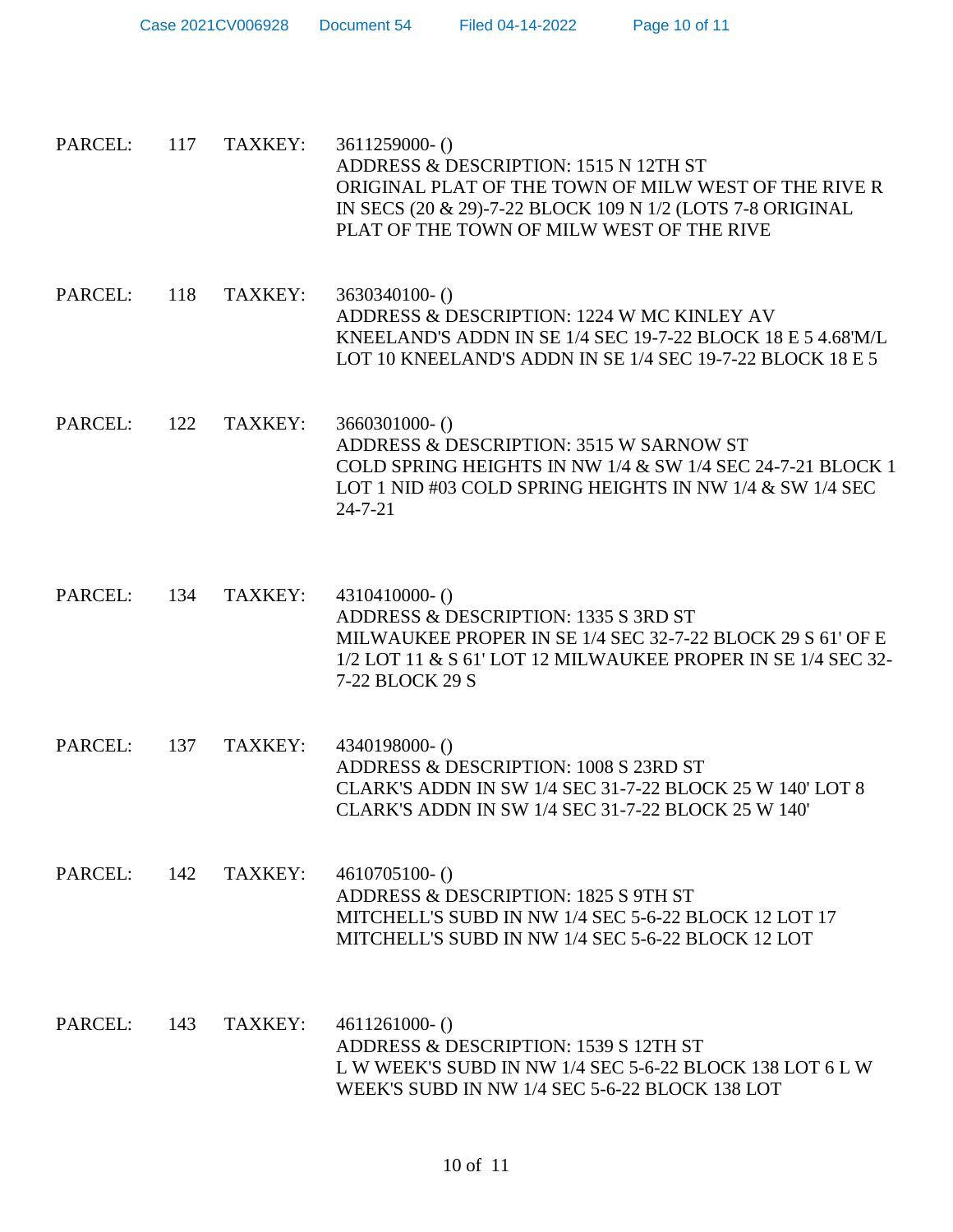PARCEL: 117 TAXKEY: 3611259000- ()
ADDRESS & DESCRIPTION: 1515 N 12TH ST
ORIGINAL PLAT OF THE TOWN OF MILW WEST OF THE RIVE R IN SECS (20 & 29)-7-22 BLOCK 109 N 1/2 (LOTS 7-8 ORIGINAL PLAT OF THE TOWN OF MILW WEST OF THE RIVE

PARCEL: 118 TAXKEY: 3630340100- ()
ADDRESS & DESCRIPTION: 1224 W MC KINLEY AV
KNEELAND'S ADDN IN SE 1/4 SEC 19-7-22 BLOCK 18 E 5 4.68'M/L LOT 10 KNEELAND'S ADDN IN SE 1/4 SEC 19-7-22 BLOCK 18 E 5

PARCEL: 122 TAXKEY: 3660301000- ()
ADDRESS & DESCRIPTION: 3515 W SARNOW ST
COLD SPRING HEIGHTS IN NW 1/4 & SW 1/4 SEC 24-7-21 BLOCK 1 LOT 1 NID #03 COLD SPRING HEIGHTS IN NW 1/4 & SW 1/4 SEC 24-7-21

PARCEL: 134 TAXKEY: 4310410000- ()
ADDRESS & DESCRIPTION: 1335 S 3RD ST
MILWAUKEE PROPER IN SE 1/4 SEC 32-7-22 BLOCK 29 S 61' OF E 1/2 LOT 11 & S 61' LOT 12 MILWAUKEE PROPER IN SE 1/4 SEC 32-7-22 BLOCK 29 S

PARCEL: 137 TAXKEY: 4340198000- ()
ADDRESS & DESCRIPTION: 1008 S 23RD ST
CLARK'S ADDN IN SW 1/4 SEC 31-7-22 BLOCK 25 W 140' LOT 8 CLARK'S ADDN IN SW 1/4 SEC 31-7-22 BLOCK 25 W 140'

PARCEL: 142 TAXKEY: 4610705100- ()
ADDRESS & DESCRIPTION: 1825 S 9TH ST
MITCHELL'S SUBD IN NW 1/4 SEC 5-6-22 BLOCK 12 LOT 17 MITCHELL'S SUBD IN NW 1/4 SEC 5-6-22 BLOCK 12 LOT

PARCEL: 143 TAXKEY: 4611261000- ()
ADDRESS & DESCRIPTION: 1539 S 12TH ST
L W WEEK'S SUBD IN NW 1/4 SEC 5-6-22 BLOCK 138 LOT 6 L W WEEK'S SUBD IN NW 1/4 SEC 5-6-22 BLOCK 138 LOT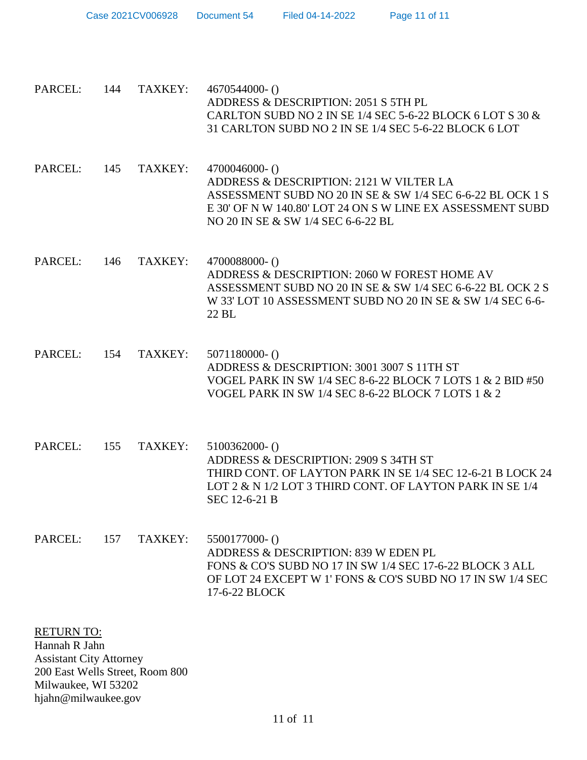PARCEL: 144 TAXKEY: 4670544000- ()
ADDRESS & DESCRIPTION: 2051 S 5TH PL
CARLTON SUBD NO 2 IN SE 1/4 SEC 5-6-22 BLOCK 6 LOT S 30 & 31 CARLTON SUBD NO 2 IN SE 1/4 SEC 5-6-22 BLOCK 6 LOT

PARCEL: 145 TAXKEY: 4700046000- ()
ADDRESS & DESCRIPTION: 2121 W VILTER LA
ASSESSMENT SUBD NO 20 IN SE & SW 1/4 SEC 6-6-22 BL OCK 1 S E 30' OF N W 140.80' LOT 24 ON S W LINE EX ASSESSMENT SUBD NO 20 IN SE & SW 1/4 SEC 6-6-22 BL

PARCEL: 146 TAXKEY: 4700088000- ()
ADDRESS & DESCRIPTION: 2060 W FOREST HOME AV
ASSESSMENT SUBD NO 20 IN SE & SW 1/4 SEC 6-6-22 BL OCK 2 S W 33' LOT 10 ASSESSMENT SUBD NO 20 IN SE & SW 1/4 SEC 6-6-22 BL

PARCEL: 154 TAXKEY: 5071180000- ()
ADDRESS & DESCRIPTION: 3001 3007 S 11TH ST
VOGEL PARK IN SW 1/4 SEC 8-6-22 BLOCK 7 LOTS 1 & 2 BID #50 VOGEL PARK IN SW 1/4 SEC 8-6-22 BLOCK 7 LOTS 1 & 2

PARCEL: 155 TAXKEY: 5100362000- ()
ADDRESS & DESCRIPTION: 2909 S 34TH ST
THIRD CONT. OF LAYTON PARK IN SE 1/4 SEC 12-6-21 B LOCK 24 LOT 2 & N 1/2 LOT 3 THIRD CONT. OF LAYTON PARK IN SE 1/4 SEC 12-6-21 B

PARCEL: 157 TAXKEY: 5500177000- ()
ADDRESS & DESCRIPTION: 839 W EDEN PL
FONS & CO'S SUBD NO 17 IN SW 1/4 SEC 17-6-22 BLOCK 3 ALL OF LOT 24 EXCEPT W 1' FONS & CO'S SUBD NO 17 IN SW 1/4 SEC 17-6-22 BLOCK

RETURN TO:
Hannah R Jahn
Assistant City Attorney
200 East Wells Street, Room 800
Milwaukee, WI 53202
hjahn@milwaukee.gov